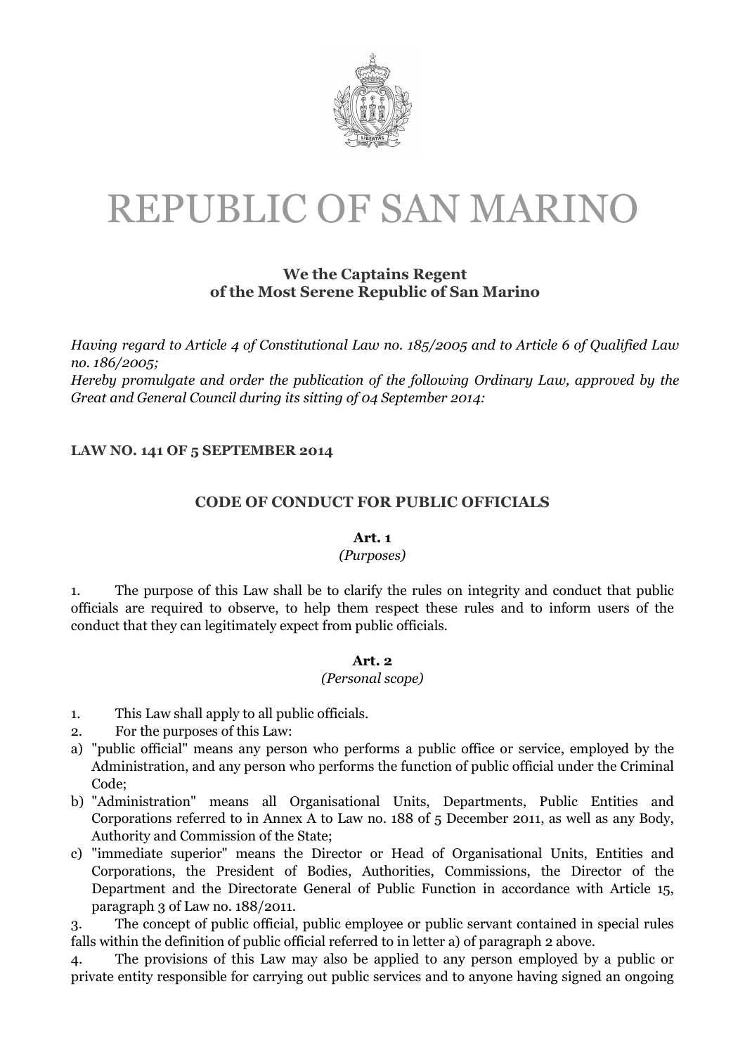# REPUBLIC OF SAN MARINO

**We the Captains Regent**
**of the Most Serene Republic of San Marino**

*Having regard to Article 4 of Constitutional Law no. 185/2005 and to Article 6 of Qualified Law no. 186/2005;*
*Hereby promulgate and order the publication of the following Ordinary Law, approved by the Great and General Council during its sitting of 04 September 2014:*

**LAW NO. 141 OF 5 SEPTEMBER 2014**

## CODE OF CONDUCT FOR PUBLIC OFFICIALS

### Art. 1
*(Purposes)*

1. The purpose of this Law shall be to clarify the rules on integrity and conduct that public officials are required to observe, to help them respect these rules and to inform users of the conduct that they can legitimately expect from public officials.

### Art. 2
*(Personal scope)*

1. This Law shall apply to all public officials.
2. For the purposes of this Law:
a) "public official" means any person who performs a public office or service, employed by the Administration, and any person who performs the function of public official under the Criminal Code;
b) "Administration" means all Organisational Units, Departments, Public Entities and Corporations referred to in Annex A to Law no. 188 of 5 December 2011, as well as any Body, Authority and Commission of the State;
c) "immediate superior" means the Director or Head of Organisational Units, Entities and Corporations, the President of Bodies, Authorities, Commissions, the Director of the Department and the Directorate General of Public Function in accordance with Article 15, paragraph 3 of Law no. 188/2011.
3. The concept of public official, public employee or public servant contained in special rules falls within the definition of public official referred to in letter a) of paragraph 2 above.
4. The provisions of this Law may also be applied to any person employed by a public or private entity responsible for carrying out public services and to anyone having signed an ongoing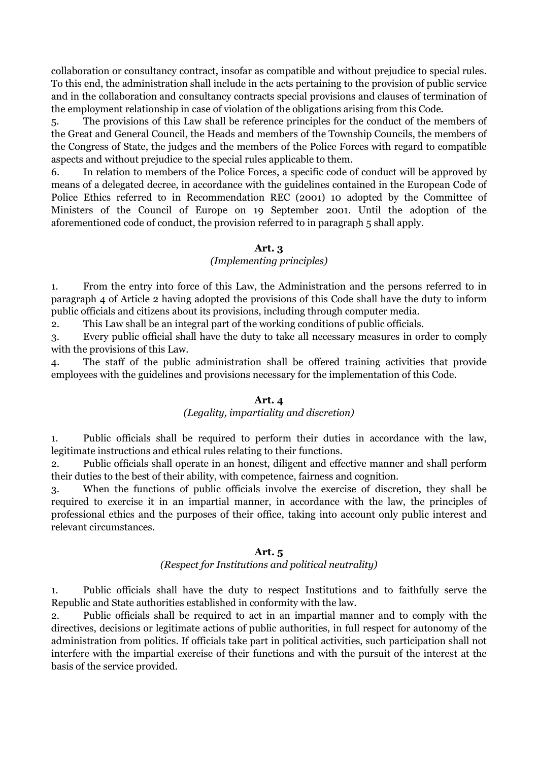collaboration or consultancy contract, insofar as compatible and without prejudice to special rules. To this end, the administration shall include in the acts pertaining to the provision of public service and in the collaboration and consultancy contracts special provisions and clauses of termination of the employment relationship in case of violation of the obligations arising from this Code.

5. The provisions of this Law shall be reference principles for the conduct of the members of the Great and General Council, the Heads and members of the Township Councils, the members of the Congress of State, the judges and the members of the Police Forces with regard to compatible aspects and without prejudice to the special rules applicable to them.

6. In relation to members of the Police Forces, a specific code of conduct will be approved by means of a delegated decree, in accordance with the guidelines contained in the European Code of Police Ethics referred to in Recommendation REC (2001) 10 adopted by the Committee of Ministers of the Council of Europe on 19 September 2001. Until the adoption of the aforementioned code of conduct, the provision referred to in paragraph 5 shall apply.

**Art. 3**

*(Implementing principles)*

1. From the entry into force of this Law, the Administration and the persons referred to in paragraph 4 of Article 2 having adopted the provisions of this Code shall have the duty to inform public officials and citizens about its provisions, including through computer media.

2. This Law shall be an integral part of the working conditions of public officials.

3. Every public official shall have the duty to take all necessary measures in order to comply with the provisions of this Law.

4. The staff of the public administration shall be offered training activities that provide employees with the guidelines and provisions necessary for the implementation of this Code.

**Art. 4**

*(Legality, impartiality and discretion)*

1. Public officials shall be required to perform their duties in accordance with the law, legitimate instructions and ethical rules relating to their functions.

2. Public officials shall operate in an honest, diligent and effective manner and shall perform their duties to the best of their ability, with competence, fairness and cognition.

3. When the functions of public officials involve the exercise of discretion, they shall be required to exercise it in an impartial manner, in accordance with the law, the principles of professional ethics and the purposes of their office, taking into account only public interest and relevant circumstances.

**Art. 5**

*(Respect for Institutions and political neutrality)*

1. Public officials shall have the duty to respect Institutions and to faithfully serve the Republic and State authorities established in conformity with the law.

2. Public officials shall be required to act in an impartial manner and to comply with the directives, decisions or legitimate actions of public authorities, in full respect for autonomy of the administration from politics. If officials take part in political activities, such participation shall not interfere with the impartial exercise of their functions and with the pursuit of the interest at the basis of the service provided.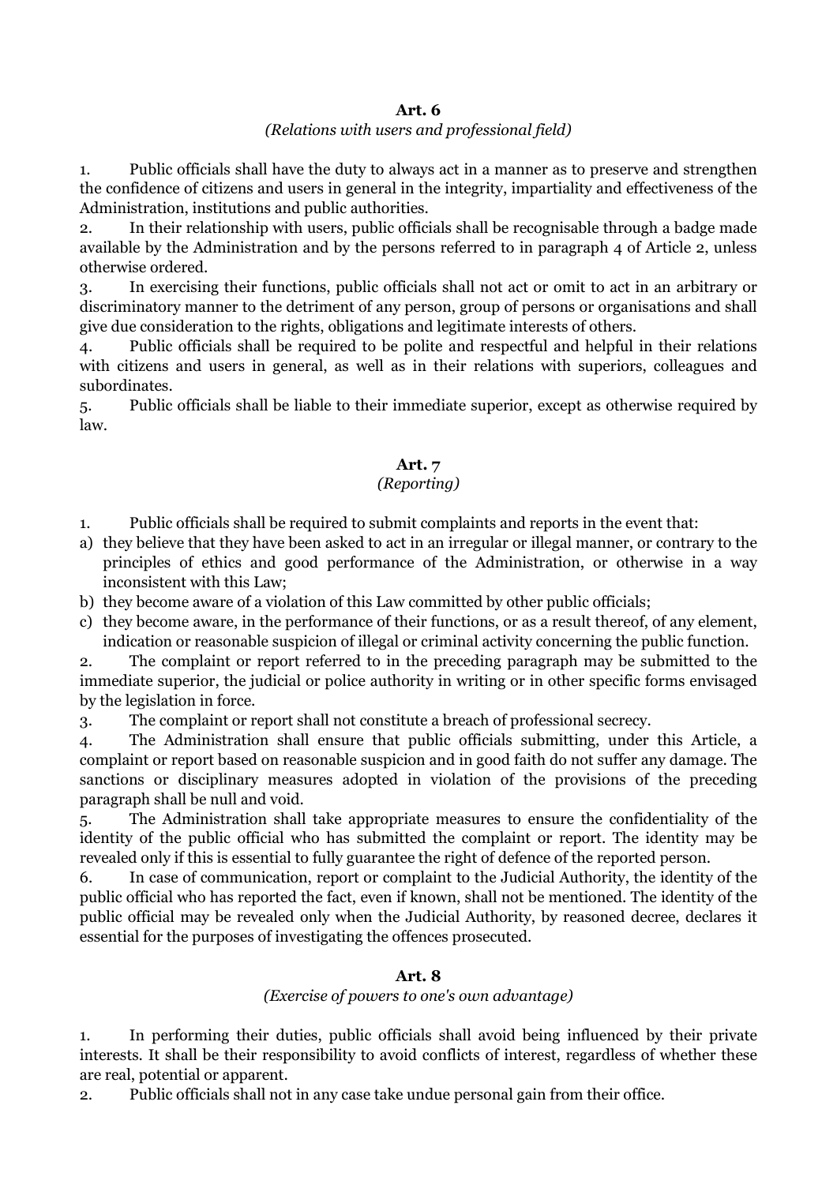## Art. 6

*(Relations with users and professional field)*

1. Public officials shall have the duty to always act in a manner as to preserve and strengthen the confidence of citizens and users in general in the integrity, impartiality and effectiveness of the Administration, institutions and public authorities.
2. In their relationship with users, public officials shall be recognisable through a badge made available by the Administration and by the persons referred to in paragraph 4 of Article 2, unless otherwise ordered.
3. In exercising their functions, public officials shall not act or omit to act in an arbitrary or discriminatory manner to the detriment of any person, group of persons or organisations and shall give due consideration to the rights, obligations and legitimate interests of others.
4. Public officials shall be required to be polite and respectful and helpful in their relations with citizens and users in general, as well as in their relations with superiors, colleagues and subordinates.
5. Public officials shall be liable to their immediate superior, except as otherwise required by law.

## Art. 7

*(Reporting)*

1. Public officials shall be required to submit complaints and reports in the event that:
   a) they believe that they have been asked to act in an irregular or illegal manner, or contrary to the principles of ethics and good performance of the Administration, or otherwise in a way inconsistent with this Law;
   b) they become aware of a violation of this Law committed by other public officials;
   c) they become aware, in the performance of their functions, or as a result thereof, of any element, indication or reasonable suspicion of illegal or criminal activity concerning the public function.
2. The complaint or report referred to in the preceding paragraph may be submitted to the immediate superior, the judicial or police authority in writing or in other specific forms envisaged by the legislation in force.
3. The complaint or report shall not constitute a breach of professional secrecy.
4. The Administration shall ensure that public officials submitting, under this Article, a complaint or report based on reasonable suspicion and in good faith do not suffer any damage. The sanctions or disciplinary measures adopted in violation of the provisions of the preceding paragraph shall be null and void.
5. The Administration shall take appropriate measures to ensure the confidentiality of the identity of the public official who has submitted the complaint or report. The identity may be revealed only if this is essential to fully guarantee the right of defence of the reported person.
6. In case of communication, report or complaint to the Judicial Authority, the identity of the public official who has reported the fact, even if known, shall not be mentioned. The identity of the public official may be revealed only when the Judicial Authority, by reasoned decree, declares it essential for the purposes of investigating the offences prosecuted.

## Art. 8

*(Exercise of powers to one's own advantage)*

1. In performing their duties, public officials shall avoid being influenced by their private interests. It shall be their responsibility to avoid conflicts of interest, regardless of whether these are real, potential or apparent.
2. Public officials shall not in any case take undue personal gain from their office.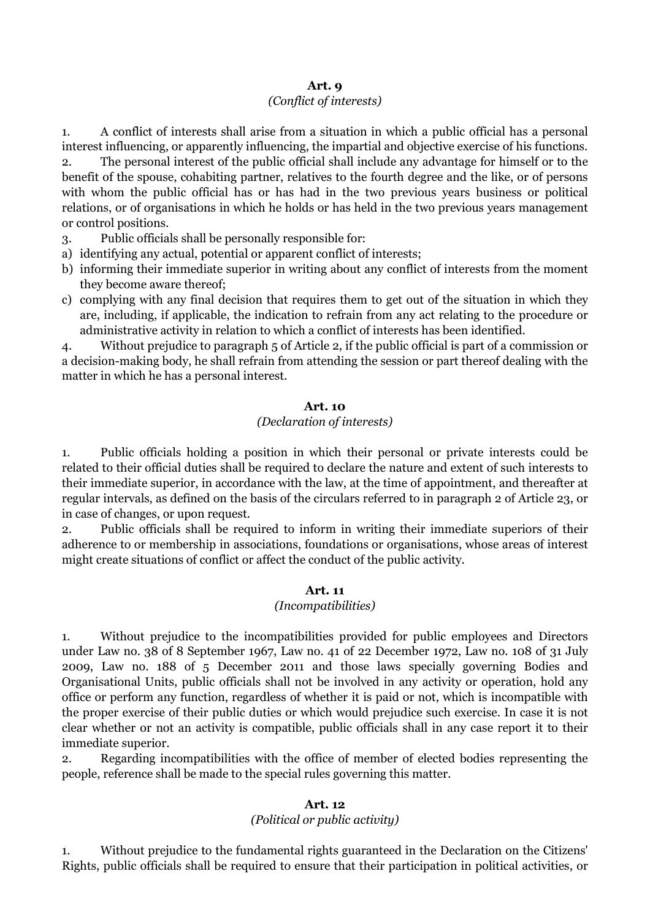**Art. 9**

*(Conflict of interests)*

1. A conflict of interests shall arise from a situation in which a public official has a personal interest influencing, or apparently influencing, the impartial and objective exercise of his functions.

2. The personal interest of the public official shall include any advantage for himself or to the benefit of the spouse, cohabiting partner, relatives to the fourth degree and the like, or of persons with whom the public official has or has had in the two previous years business or political relations, or of organisations in which he holds or has held in the two previous years management or control positions.

3. Public officials shall be personally responsible for:

a) identifying any actual, potential or apparent conflict of interests;

b) informing their immediate superior in writing about any conflict of interests from the moment they become aware thereof;

c) complying with any final decision that requires them to get out of the situation in which they are, including, if applicable, the indication to refrain from any act relating to the procedure or administrative activity in relation to which a conflict of interests has been identified.

4. Without prejudice to paragraph 5 of Article 2, if the public official is part of a commission or a decision-making body, he shall refrain from attending the session or part thereof dealing with the matter in which he has a personal interest.

**Art. 10**

*(Declaration of interests)*

1. Public officials holding a position in which their personal or private interests could be related to their official duties shall be required to declare the nature and extent of such interests to their immediate superior, in accordance with the law, at the time of appointment, and thereafter at regular intervals, as defined on the basis of the circulars referred to in paragraph 2 of Article 23, or in case of changes, or upon request.

2. Public officials shall be required to inform in writing their immediate superiors of their adherence to or membership in associations, foundations or organisations, whose areas of interest might create situations of conflict or affect the conduct of the public activity.

**Art. 11**

*(Incompatibilities)*

1. Without prejudice to the incompatibilities provided for public employees and Directors under Law no. 38 of 8 September 1967, Law no. 41 of 22 December 1972, Law no. 108 of 31 July 2009, Law no. 188 of 5 December 2011 and those laws specially governing Bodies and Organisational Units, public officials shall not be involved in any activity or operation, hold any office or perform any function, regardless of whether it is paid or not, which is incompatible with the proper exercise of their public duties or which would prejudice such exercise. In case it is not clear whether or not an activity is compatible, public officials shall in any case report it to their immediate superior.

2. Regarding incompatibilities with the office of member of elected bodies representing the people, reference shall be made to the special rules governing this matter.

**Art. 12**

*(Political or public activity)*

1. Without prejudice to the fundamental rights guaranteed in the Declaration on the Citizens' Rights, public officials shall be required to ensure that their participation in political activities, or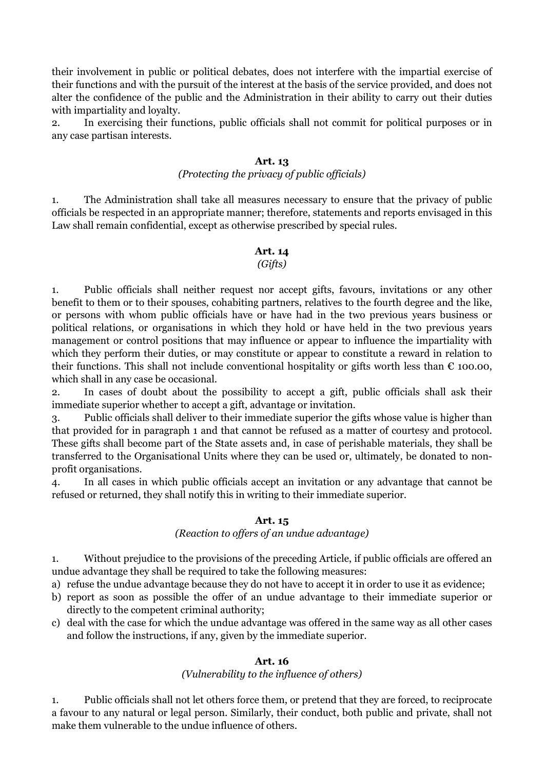their involvement in public or political debates, does not interfere with the impartial exercise of their functions and with the pursuit of the interest at the basis of the service provided, and does not alter the confidence of the public and the Administration in their ability to carry out their duties with impartiality and loyalty.

2. In exercising their functions, public officials shall not commit for political purposes or in any case partisan interests.

**Art. 13**

*(Protecting the privacy of public officials)*

1. The Administration shall take all measures necessary to ensure that the privacy of public officials be respected in an appropriate manner; therefore, statements and reports envisaged in this Law shall remain confidential, except as otherwise prescribed by special rules.

**Art. 14**

*(Gifts)*

1. Public officials shall neither request nor accept gifts, favours, invitations or any other benefit to them or to their spouses, cohabiting partners, relatives to the fourth degree and the like, or persons with whom public officials have or have had in the two previous years business or political relations, or organisations in which they hold or have held in the two previous years management or control positions that may influence or appear to influence the impartiality with which they perform their duties, or may constitute or appear to constitute a reward in relation to their functions. This shall not include conventional hospitality or gifts worth less than € 100.00, which shall in any case be occasional.

2. In cases of doubt about the possibility to accept a gift, public officials shall ask their immediate superior whether to accept a gift, advantage or invitation.

3. Public officials shall deliver to their immediate superior the gifts whose value is higher than that provided for in paragraph 1 and that cannot be refused as a matter of courtesy and protocol. These gifts shall become part of the State assets and, in case of perishable materials, they shall be transferred to the Organisational Units where they can be used or, ultimately, be donated to non-profit organisations.

4. In all cases in which public officials accept an invitation or any advantage that cannot be refused or returned, they shall notify this in writing to their immediate superior.

**Art. 15**

*(Reaction to offers of an undue advantage)*

1. Without prejudice to the provisions of the preceding Article, if public officials are offered an undue advantage they shall be required to take the following measures:

a) refuse the undue advantage because they do not have to accept it in order to use it as evidence;
b) report as soon as possible the offer of an undue advantage to their immediate superior or directly to the competent criminal authority;
c) deal with the case for which the undue advantage was offered in the same way as all other cases and follow the instructions, if any, given by the immediate superior.

**Art. 16**

*(Vulnerability to the influence of others)*

1. Public officials shall not let others force them, or pretend that they are forced, to reciprocate a favour to any natural or legal person. Similarly, their conduct, both public and private, shall not make them vulnerable to the undue influence of others.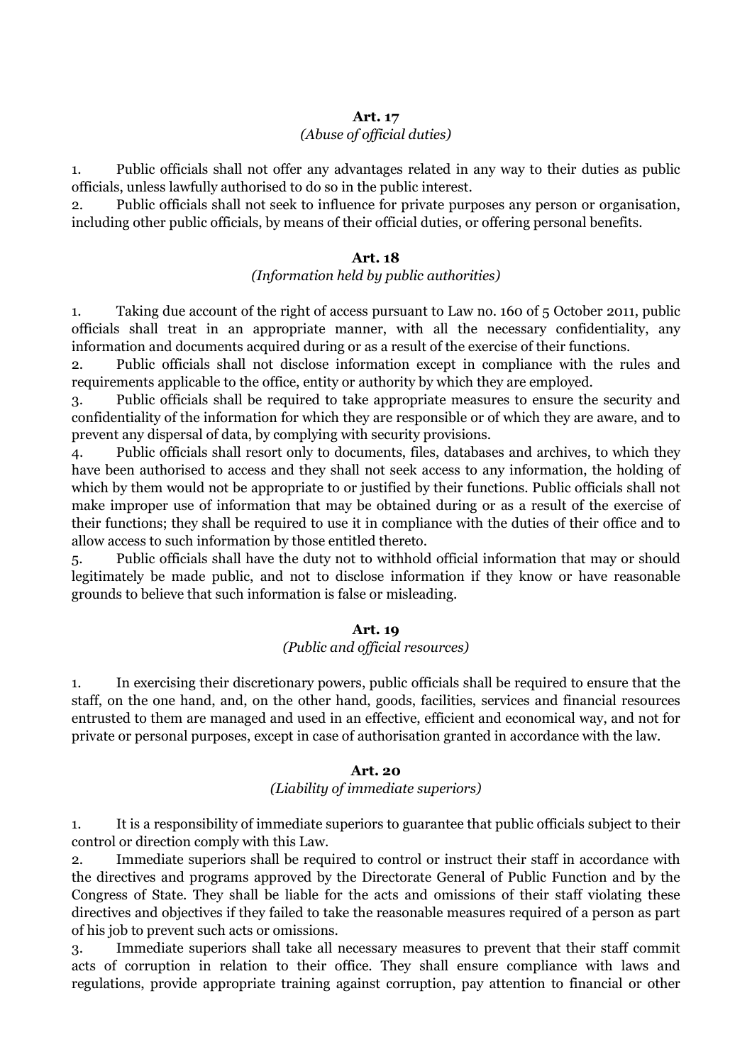**Art. 17**

*(Abuse of official duties)*

1. Public officials shall not offer any advantages related in any way to their duties as public officials, unless lawfully authorised to do so in the public interest.
2. Public officials shall not seek to influence for private purposes any person or organisation, including other public officials, by means of their official duties, or offering personal benefits.

**Art. 18**

*(Information held by public authorities)*

1. Taking due account of the right of access pursuant to Law no. 160 of 5 October 2011, public officials shall treat in an appropriate manner, with all the necessary confidentiality, any information and documents acquired during or as a result of the exercise of their functions.
2. Public officials shall not disclose information except in compliance with the rules and requirements applicable to the office, entity or authority by which they are employed.
3. Public officials shall be required to take appropriate measures to ensure the security and confidentiality of the information for which they are responsible or of which they are aware, and to prevent any dispersal of data, by complying with security provisions.
4. Public officials shall resort only to documents, files, databases and archives, to which they have been authorised to access and they shall not seek access to any information, the holding of which by them would not be appropriate to or justified by their functions. Public officials shall not make improper use of information that may be obtained during or as a result of the exercise of their functions; they shall be required to use it in compliance with the duties of their office and to allow access to such information by those entitled thereto.
5. Public officials shall have the duty not to withhold official information that may or should legitimately be made public, and not to disclose information if they know or have reasonable grounds to believe that such information is false or misleading.

**Art. 19**

*(Public and official resources)*

1. In exercising their discretionary powers, public officials shall be required to ensure that the staff, on the one hand, and, on the other hand, goods, facilities, services and financial resources entrusted to them are managed and used in an effective, efficient and economical way, and not for private or personal purposes, except in case of authorisation granted in accordance with the law.

**Art. 20**

*(Liability of immediate superiors)*

1. It is a responsibility of immediate superiors to guarantee that public officials subject to their control or direction comply with this Law.
2. Immediate superiors shall be required to control or instruct their staff in accordance with the directives and programs approved by the Directorate General of Public Function and by the Congress of State. They shall be liable for the acts and omissions of their staff violating these directives and objectives if they failed to take the reasonable measures required of a person as part of his job to prevent such acts or omissions.
3. Immediate superiors shall take all necessary measures to prevent that their staff commit acts of corruption in relation to their office. They shall ensure compliance with laws and regulations, provide appropriate training against corruption, pay attention to financial or other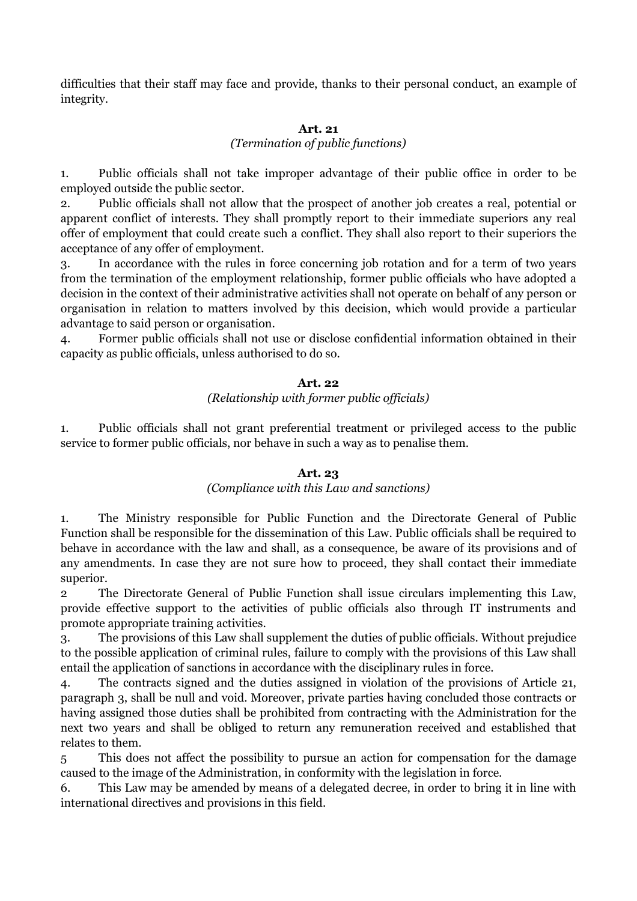difficulties that their staff may face and provide, thanks to their personal conduct, an example of integrity.

**Art. 21**

*(Termination of public functions)*

1. Public officials shall not take improper advantage of their public office in order to be employed outside the public sector.
2. Public officials shall not allow that the prospect of another job creates a real, potential or apparent conflict of interests. They shall promptly report to their immediate superiors any real offer of employment that could create such a conflict. They shall also report to their superiors the acceptance of any offer of employment.
3. In accordance with the rules in force concerning job rotation and for a term of two years from the termination of the employment relationship, former public officials who have adopted a decision in the context of their administrative activities shall not operate on behalf of any person or organisation in relation to matters involved by this decision, which would provide a particular advantage to said person or organisation.
4. Former public officials shall not use or disclose confidential information obtained in their capacity as public officials, unless authorised to do so.

**Art. 22**

*(Relationship with former public officials)*

1. Public officials shall not grant preferential treatment or privileged access to the public service to former public officials, nor behave in such a way as to penalise them.

**Art. 23**

*(Compliance with this Law and sanctions)*

1. The Ministry responsible for Public Function and the Directorate General of Public Function shall be responsible for the dissemination of this Law. Public officials shall be required to behave in accordance with the law and shall, as a consequence, be aware of its provisions and of any amendments. In case they are not sure how to proceed, they shall contact their immediate superior.
2 The Directorate General of Public Function shall issue circulars implementing this Law, provide effective support to the activities of public officials also through IT instruments and promote appropriate training activities.
3. The provisions of this Law shall supplement the duties of public officials. Without prejudice to the possible application of criminal rules, failure to comply with the provisions of this Law shall entail the application of sanctions in accordance with the disciplinary rules in force.
4. The contracts signed and the duties assigned in violation of the provisions of Article 21, paragraph 3, shall be null and void. Moreover, private parties having concluded those contracts or having assigned those duties shall be prohibited from contracting with the Administration for the next two years and shall be obliged to return any remuneration received and established that relates to them.
5 This does not affect the possibility to pursue an action for compensation for the damage caused to the image of the Administration, in conformity with the legislation in force.
6. This Law may be amended by means of a delegated decree, in order to bring it in line with international directives and provisions in this field.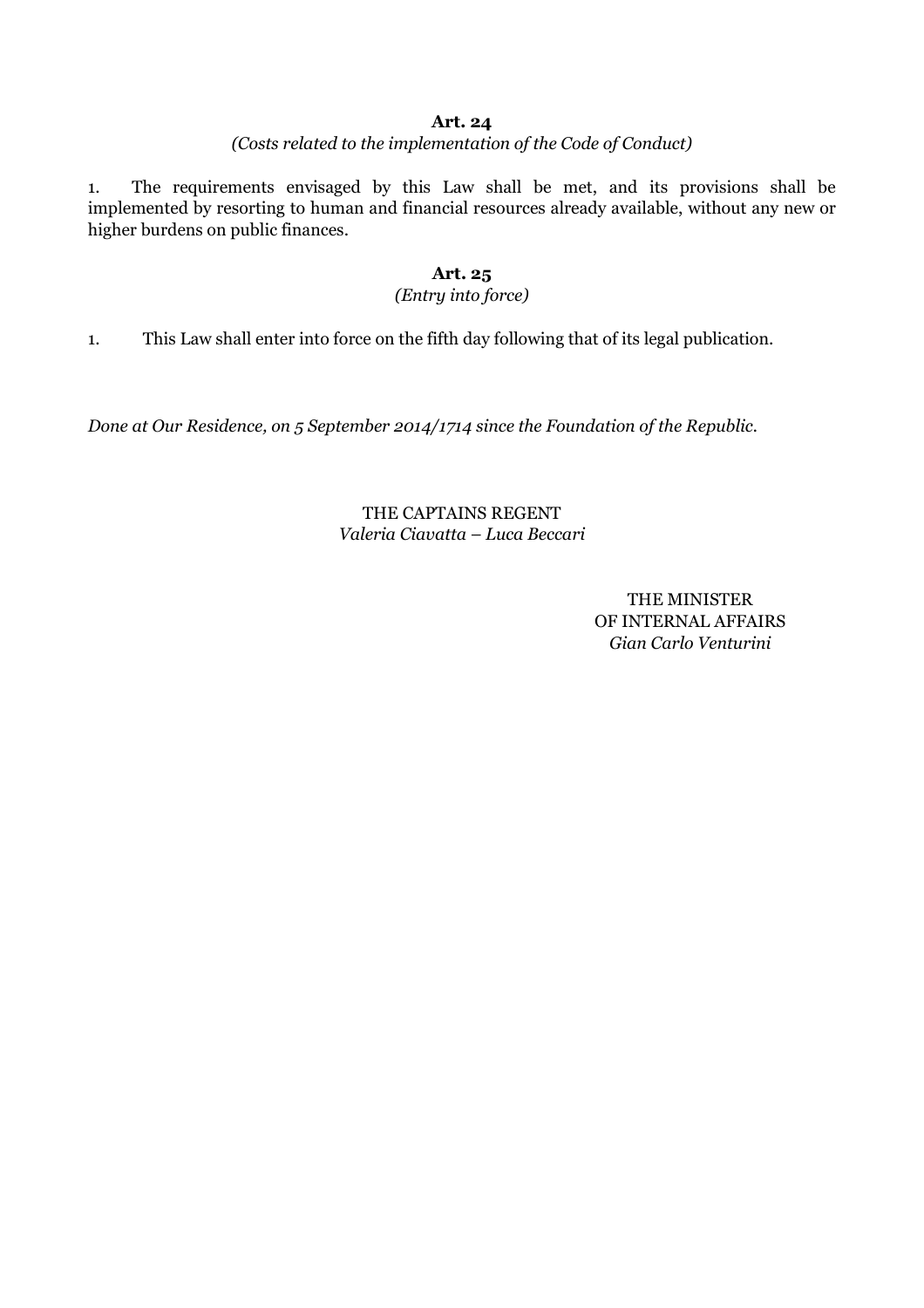**Art. 24**

*(Costs related to the implementation of the Code of Conduct)*

1. The requirements envisaged by this Law shall be met, and its provisions shall be implemented by resorting to human and financial resources already available, without any new or higher burdens on public finances.

**Art. 25**

*(Entry into force)*

1. This Law shall enter into force on the fifth day following that of its legal publication.

*Done at Our Residence, on 5 September 2014/1714 since the Foundation of the Republic.*

THE CAPTAINS REGENT
*Valeria Ciavatta – Luca Beccari*

THE MINISTER
OF INTERNAL AFFAIRS
*Gian Carlo Venturini*